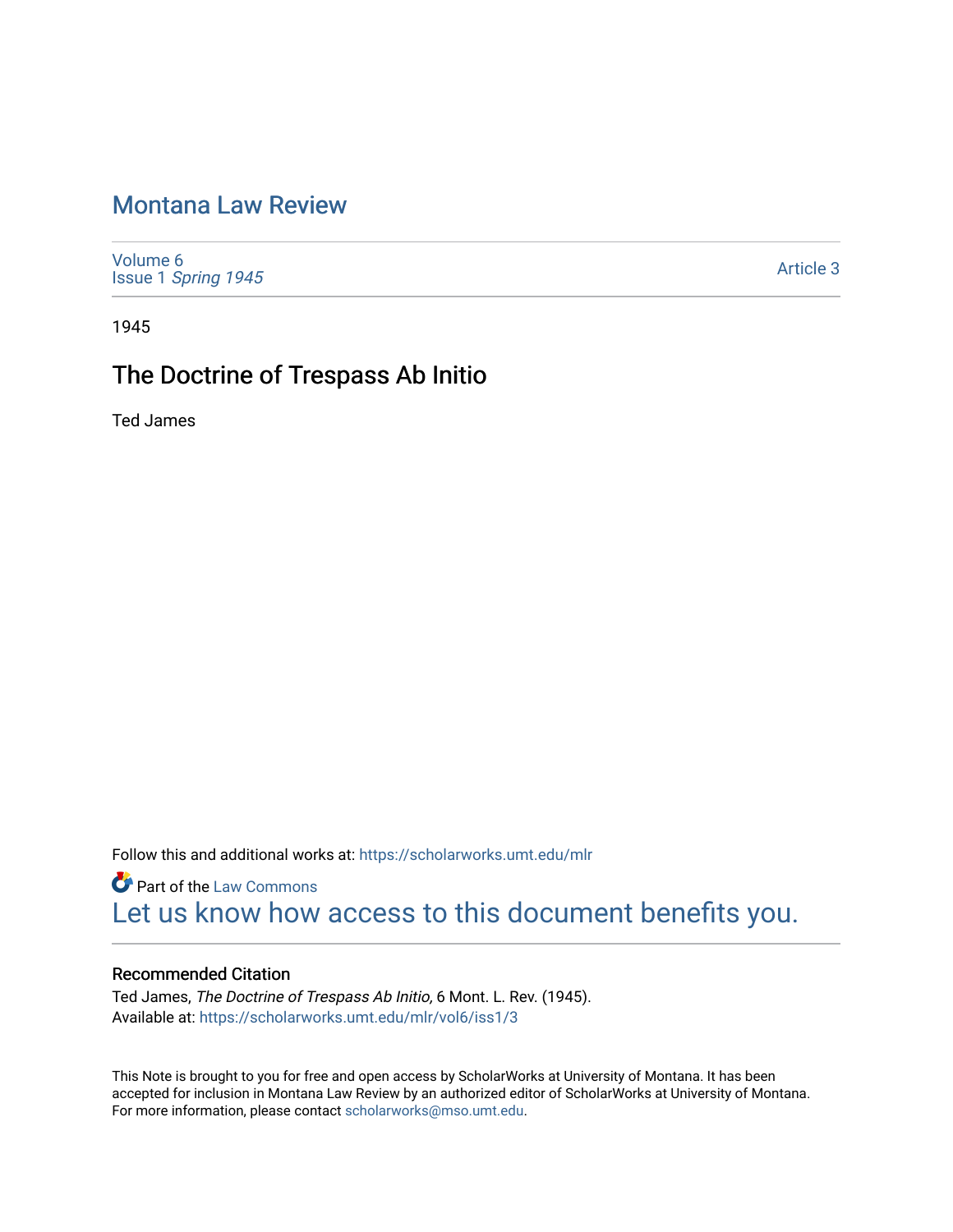# Montana Law Review

Volume 6
Issue 1 *Spring 1945*

Article 3

1945

## The Doctrine of Trespass Ab Initio

Ted James

Follow this and additional works at: https://scholarworks.umt.edu/mlr

Part of the Law Commons

Let us know how access to this document benefits you.

### Recommended Citation

Ted James, *The Doctrine of Trespass Ab Initio,* 6 Mont. L. Rev. (1945).
Available at: https://scholarworks.umt.edu/mlr/vol6/iss1/3

This Note is brought to you for free and open access by ScholarWorks at University of Montana. It has been accepted for inclusion in Montana Law Review by an authorized editor of ScholarWorks at University of Montana. For more information, please contact scholarworks@mso.umt.edu.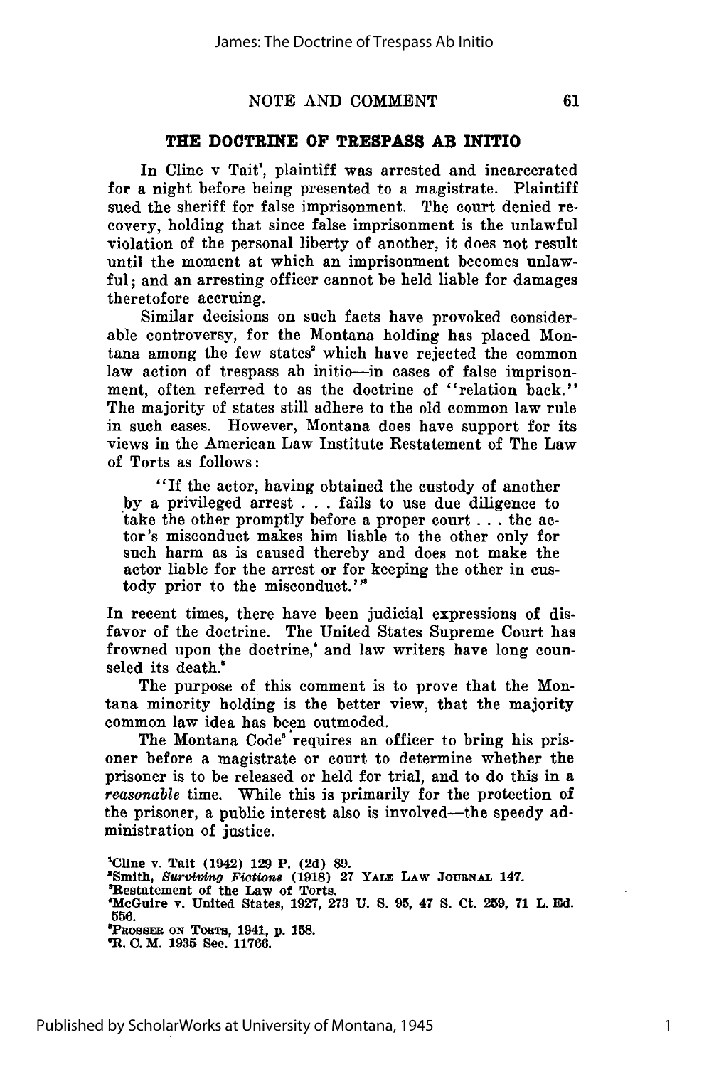## THE DOCTRINE OF TRESPASS AB INITIO

In Cline v Tait[1], plaintiff was arrested and incarcerated for a night before being presented to a magistrate. Plaintiff sued the sheriff for false imprisonment. The court denied recovery, holding that since false imprisonment is the unlawful violation of the personal liberty of another, it does not result until the moment at which an imprisonment becomes unlawful; and an arresting officer cannot be held liable for damages theretofore accruing.

Similar decisions on such facts have provoked considerable controversy, for the Montana holding has placed Montana among the few states[2] which have rejected the common law action of trespass ab initio—in cases of false imprisonment, often referred to as the doctrine of "relation back." The majority of states still adhere to the old common law rule in such cases. However, Montana does have support for its views in the American Law Institute Restatement of The Law of Torts as follows:

> "If the actor, having obtained the custody of another by a privileged arrest . . . fails to use due diligence to take the other promptly before a proper court . . . the actor's misconduct makes him liable to the other only for such harm as is caused thereby and does not make the actor liable for the arrest or for keeping the other in custody prior to the misconduct.'"[3]

In recent times, there have been judicial expressions of disfavor of the doctrine. The United States Supreme Court has frowned upon the doctrine,[4] and law writers have long counseled its death.[5]

The purpose of this comment is to prove that the Montana minority holding is the better view, that the majority common law idea has been outmoded.

The Montana Code[6] requires an officer to bring his prisoner before a magistrate or court to determine whether the prisoner is to be released or held for trial, and to do this in a *reasonable* time. While this is primarily for the protection of the prisoner, a public interest also is involved—the speedy administration of justice.

---

[1]Cline v. Tait (1942) 129 P. (2d) 89.

[2]Smith, *Surviving Fictions* (1918) 27 YALE LAW JOURNAL 147.

[3]Restatement of the Law of Torts.

[4]McGuire v. United States, 1927, 273 U. S. 95, 47 S. Ct. 259, 71 L. Ed. 556.

[5]PROSSER ON TORTS, 1941, p. 158.

[6]R. C. M. 1935 Sec. 11766.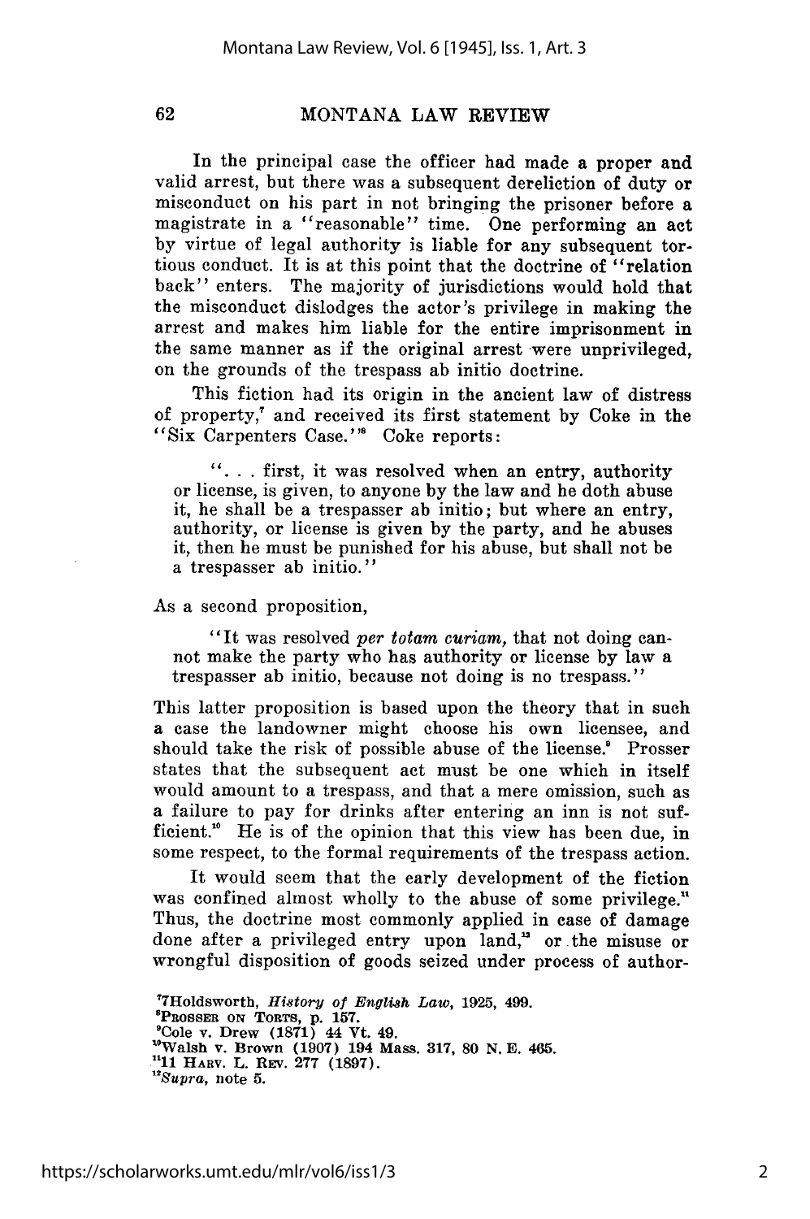In the principal case the officer had made a proper and valid arrest, but there was a subsequent dereliction of duty or misconduct on his part in not bringing the prisoner before a magistrate in a "reasonable" time. One performing an act by virtue of legal authority is liable for any subsequent tortious conduct. It is at this point that the doctrine of "relation back" enters. The majority of jurisdictions would hold that the misconduct dislodges the actor's privilege in making the arrest and makes him liable for the entire imprisonment in the same manner as if the original arrest were unprivileged, on the grounds of the trespass ab initio doctrine.

This fiction had its origin in the ancient law of distress of property,[7] and received its first statement by Coke in the "Six Carpenters Case."[8] Coke reports:

> ". . . first, it was resolved when an entry, authority or license, is given, to anyone by the law and he doth abuse it, he shall be a trespasser ab initio; but where an entry, authority, or license is given by the party, and he abuses it, then he must be punished for his abuse, but shall not be a trespasser ab initio."

As a second proposition,

> "It was resolved *per totam curiam,* that not doing cannot make the party who has authority or license by law a trespasser ab initio, because not doing is no trespass."

This latter proposition is based upon the theory that in such a case the landowner might choose his own licensee, and should take the risk of possible abuse of the license.[9] Prosser states that the subsequent act must be one which in itself would amount to a trespass, and that a mere omission, such as a failure to pay for drinks after entering an inn is not sufficient.[10] He is of the opinion that this view has been due, in some respect, to the formal requirements of the trespass action.

It would seem that the early development of the fiction was confined almost wholly to the abuse of some privilege.[11] Thus, the doctrine most commonly applied in case of damage done after a privileged entry upon land,[12] or the misuse or wrongful disposition of goods seized under process of author-

---

[7] 7Holdsworth, *History of English Law,* 1925, 499.

[8] PROSSER ON TORTS, p. 157.

[9] Cole v. Drew (1871) 44 Vt. 49.

[10] Walsh v. Brown (1907) 194 Mass. 317, 80 N. E. 465.

[11] 11 HARV. L. REV. 277 (1897).

[12] *Supra,* note 5.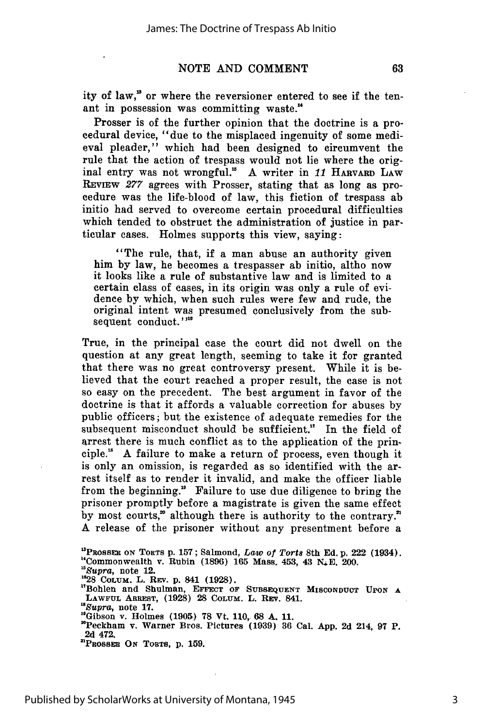ity of law,[13] or where the reversioner entered to see if the tenant in possession was committing waste.[14]

Prosser is of the further opinion that the doctrine is a procedural device, "due to the misplaced ingenuity of some medieval pleader," which had been designed to circumvent the rule that the action of trespass would not lie where the original entry was not wrongful.[15] A writer in *11* HARVARD LAW REVIEW *277* agrees with Prosser, stating that as long as procedure was the life-blood of law, this fiction of trespass ab initio had served to overcome certain procedural difficulties which tended to obstruct the administration of justice in particular cases. Holmes supports this view, saying:

> "The rule, that, if a man abuse an authority given him by law, he becomes a trespasser ab initio, altho now it looks like a rule of substantive law and is limited to a certain class of cases, in its origin was only a rule of evidence by which, when such rules were few and rude, the original intent was presumed conclusively from the subsequent conduct."[16]

True, in the principal case the court did not dwell on the question at any great length, seeming to take it for granted that there was no great controversy present. While it is believed that the court reached a proper result, the case is not so easy on the precedent. The best argument in favor of the doctrine is that it affords a valuable correction for abuses by public officers; but the existence of adequate remedies for the subsequent misconduct should be sufficient.[17] In the field of arrest there is much conflict as to the application of the principle.[18] A failure to make a return of process, even though it is only an omission, is regarded as so identified with the arrest itself as to render it invalid, and make the officer liable from the beginning.[19] Failure to use due diligence to bring the prisoner promptly before a magistrate is given the same effect by most courts,[20] although there is authority to the contrary.[21] A release of the prisoner without any presentment before a

---

[13] PROSSER ON TORTS p. 157; Salmond, *Law of Torts* 8th Ed. p. 222 (1934).

[14] Commonwealth v. Rubin (1896) 165 Mass. 453, 43 N.E. 200.

[15] *Supra*, note 12.

[16] 28 COLUM. L. REV. p. 841 (1928).

[17] Bohlen and Shulman, EFFECT OF SUBSEQUENT MISCONDUCT UPON A LAWFUL ARREST, (1928) 28 COLUM. L. REV. 841.

[18] *Supra*, note 17.

[19] Gibson v. Holmes (1905) 78 Vt. 110, 68 A. 11.

[20] Peckham v. Warner Bros. Pictures (1939) 36 Cal. App. 2d 214, 97 P. 2d 472.

[21] PROSSER ON TORTS, p. 159.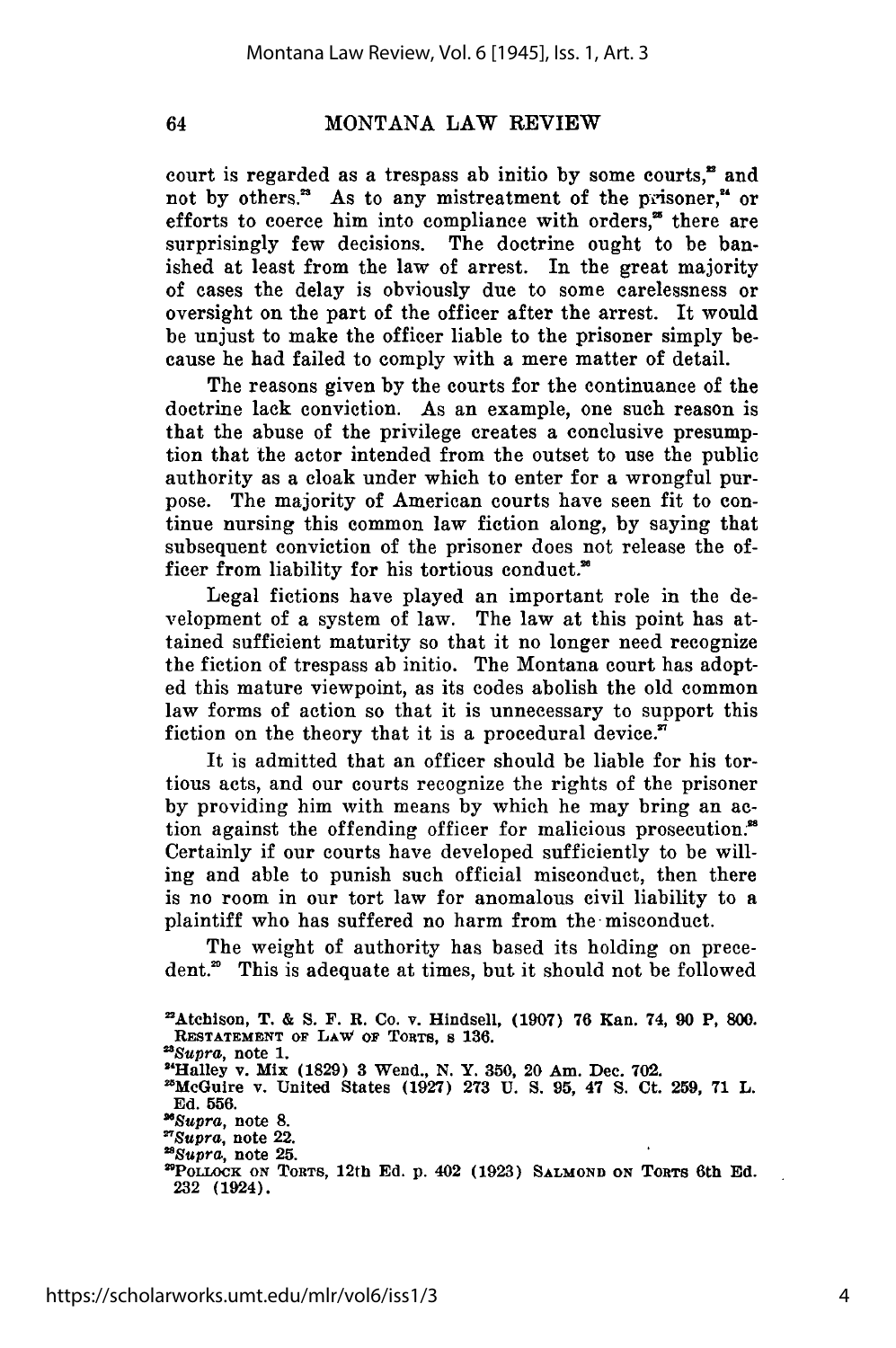court is regarded as a trespass ab initio by some courts,[22] and not by others.[23] As to any mistreatment of the prisoner,[24] or efforts to coerce him into compliance with orders,[25] there are surprisingly few decisions. The doctrine ought to be banished at least from the law of arrest. In the great majority of cases the delay is obviously due to some carelessness or oversight on the part of the officer after the arrest. It would be unjust to make the officer liable to the prisoner simply because he had failed to comply with a mere matter of detail.

The reasons given by the courts for the continuance of the doctrine lack conviction. As an example, one such reason is that the abuse of the privilege creates a conclusive presumption that the actor intended from the outset to use the public authority as a cloak under which to enter for a wrongful purpose. The majority of American courts have seen fit to continue nursing this common law fiction along, by saying that subsequent conviction of the prisoner does not release the officer from liability for his tortious conduct.[26]

Legal fictions have played an important role in the development of a system of law. The law at this point has attained sufficient maturity so that it no longer need recognize the fiction of trespass ab initio. The Montana court has adopted this mature viewpoint, as its codes abolish the old common law forms of action so that it is unnecessary to support this fiction on the theory that it is a procedural device.[27]

It is admitted that an officer should be liable for his tortious acts, and our courts recognize the rights of the prisoner by providing him with means by which he may bring an action against the offending officer for malicious prosecution.[28] Certainly if our courts have developed sufficiently to be willing and able to punish such official misconduct, then there is no room in our tort law for anomalous civil liability to a plaintiff who has suffered no harm from the misconduct.

The weight of authority has based its holding on precedent.[29] This is adequate at times, but it should not be followed

[22]Atchison, T. & S. F. R. Co. v. Hindsell, (1907) 76 Kan. 74, 90 P. 800. RESTATEMENT OF LAW OF TORTS, s 136.

[23]*Supra*, note 1.

[24]Halley v. Mix (1829) 3 Wend., N. Y. 350, 20 Am. Dec. 702.

[25]McGuire v. United States (1927) 273 U. S. 95, 47 S. Ct. 259, 71 L. Ed. 556.

[26]*Supra*, note 8.

[27]*Supra*, note 22.

[28]*Supra*, note 25.

[29]POLLOCK ON TORTS, 12th Ed. p. 402 (1923) SALMOND ON TORTS 6th Ed. 232 (1924).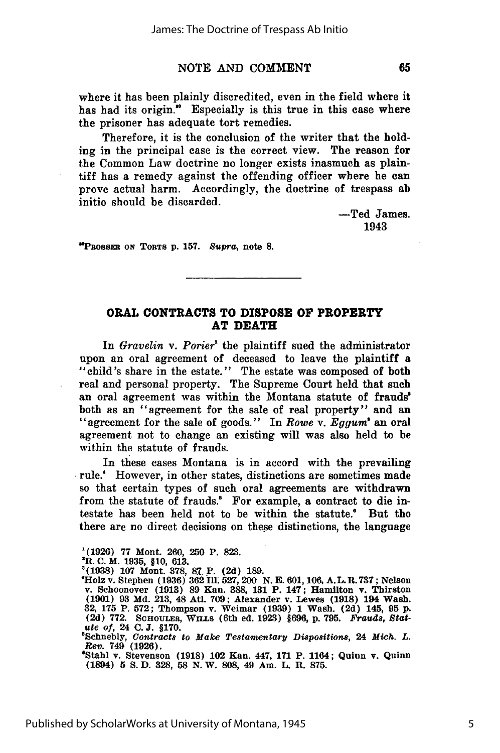where it has been plainly discredited, even in the field where it has had its origin.[10] Especially is this true in this case where the prisoner has adequate tort remedies.

Therefore, it is the conclusion of the writer that the holding in the principal case is the correct view. The reason for the Common Law doctrine no longer exists inasmuch as plaintiff has a remedy against the offending officer where he can prove actual harm. Accordingly, the doctrine of trespass ab initio should be discarded.

—Ted James.
1943

[10]PROSSER ON TORTS p. 157. *Supra*, note 8.

---

## ORAL CONTRACTS TO DISPOSE OF PROPERTY AT DEATH

In *Gravelin* v. *Porier*[1] the plaintiff sued the administrator upon an oral agreement of deceased to leave the plaintiff a "child's share in the estate." The estate was composed of both real and personal property. The Supreme Court held that such an oral agreement was within the Montana statute of frauds[2] both as an "agreement for the sale of real property" and an "agreement for the sale of goods." In *Rowe* v. *Eggum*[3] an oral agreement not to change an existing will was also held to be within the statute of frauds.

In these cases Montana is in accord with the prevailing rule.[4] However, in other states, distinctions are sometimes made so that certain types of such oral agreements are withdrawn from the statute of frauds.[5] For example, a contract to die intestate has been held not to be within the statute.[6] But tho there are no direct decisions on these distinctions, the language

[1](1926) 77 Mont. 260, 250 P. 823.

[2]R. C. M. 1935, §10, 613.

[3](1938) 107 Mont. 378, 87 P. (2d) 189.

[4]Holz v. Stephen (1936) 362 Ill. 527, 200 N. E. 601, 106, A. L. R. 737; Nelson v. Schoonover (1913) 89 Kan. 388, 131 P. 147; Hamilton v. Thirston (1901) 93 Md. 213, 48 Atl. 709; Alexander v. Lewes (1918) 194 Wash. 32, 175 P. 572; Thompson v. Weimar (1939) 1 Wash. (2d) 145, 95 p. (2d) 772. SCHOULER, WILLS (6th ed. 1923) §696, p. 795. *Frauds, Statute of*, 24 C. J. §170.

[5]Schnebly, *Contracts to Make Testamentary Dispositions*, 24 *Mich. L. Rev.* 749 (1926).

[6]Stahl v. Stevenson (1918) 102 Kan. 447, 171 P. 1164; Quinn v. Quinn (1894) 5 S. D. 328, 58 N. W. 808, 49 Am. L. R. 875.